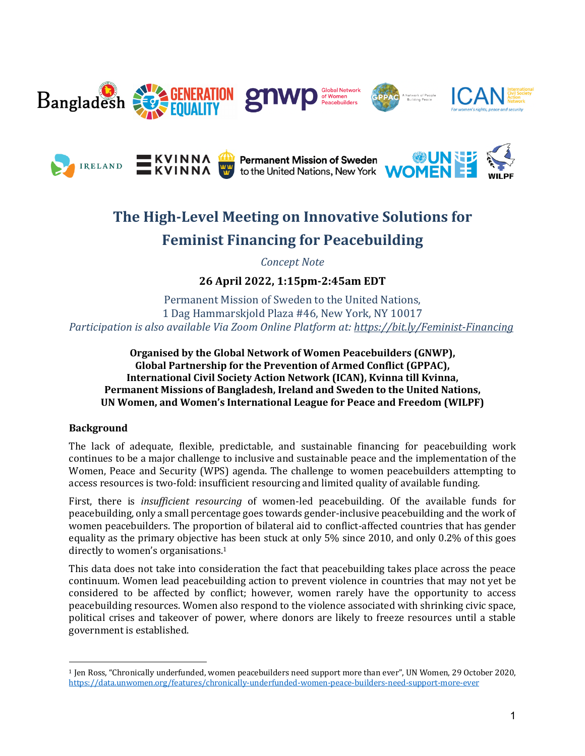# The High-Level Meeting on Innovative Solutions for Feminist Financing for Peacebuilding

*Concept Note*

**26 April 2022, 1:15pm-2:45am EDT**

Permanent Mission of Sweden to the United Nations,
1 Dag Hammarskjold Plaza #46, New York, NY 10017
*Participation is also available Via Zoom Online Platform at: https://bit.ly/Feminist-Financing*

**Organised by the Global Network of Women Peacebuilders (GNWP), Global Partnership for the Prevention of Armed Conflict (GPPAC), International Civil Society Action Network (ICAN), Kvinna till Kvinna, Permanent Missions of Bangladesh, Ireland and Sweden to the United Nations, UN Women, and Women's International League for Peace and Freedom (WILPF)**

## Background

The lack of adequate, flexible, predictable, and sustainable financing for peacebuilding work continues to be a major challenge to inclusive and sustainable peace and the implementation of the Women, Peace and Security (WPS) agenda. The challenge to women peacebuilders attempting to access resources is two-fold: insufficient resourcing and limited quality of available funding.

First, there is *insufficient resourcing* of women-led peacebuilding. Of the available funds for peacebuilding, only a small percentage goes towards gender-inclusive peacebuilding and the work of women peacebuilders. The proportion of bilateral aid to conflict-affected countries that has gender equality as the primary objective has been stuck at only 5% since 2010, and only 0.2% of this goes directly to women's organisations.[1]

This data does not take into consideration the fact that peacebuilding takes place across the peace continuum. Women lead peacebuilding action to prevent violence in countries that may not yet be considered to be affected by conflict; however, women rarely have the opportunity to access peacebuilding resources. Women also respond to the violence associated with shrinking civic space, political crises and takeover of power, where donors are likely to freeze resources until a stable government is established.

---

[1] Jen Ross, "Chronically underfunded, women peacebuilders need support more than ever", UN Women, 29 October 2020, https://data.unwomen.org/features/chronically-underfunded-women-peace-builders-need-support-more-ever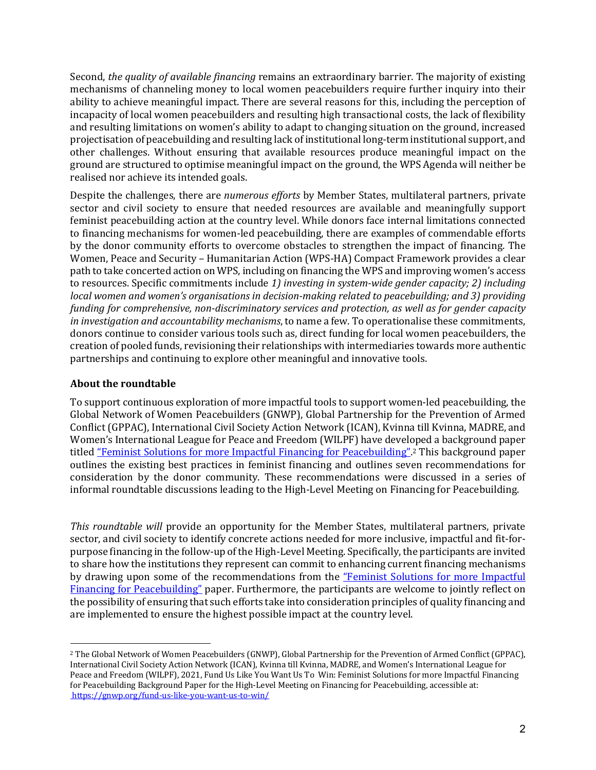Second, *the quality of available financing* remains an extraordinary barrier. The majority of existing mechanisms of channeling money to local women peacebuilders require further inquiry into their ability to achieve meaningful impact. There are several reasons for this, including the perception of incapacity of local women peacebuilders and resulting high transactional costs, the lack of flexibility and resulting limitations on women's ability to adapt to changing situation on the ground, increased projectisation of peacebuilding and resulting lack of institutional long-term institutional support, and other challenges. Without ensuring that available resources produce meaningful impact on the ground are structured to optimise meaningful impact on the ground, the WPS Agenda will neither be realised nor achieve its intended goals.

Despite the challenges, there are *numerous efforts* by Member States, multilateral partners, private sector and civil society to ensure that needed resources are available and meaningfully support feminist peacebuilding action at the country level. While donors face internal limitations connected to financing mechanisms for women-led peacebuilding, there are examples of commendable efforts by the donor community efforts to overcome obstacles to strengthen the impact of financing. The Women, Peace and Security – Humanitarian Action (WPS-HA) Compact Framework provides a clear path to take concerted action on WPS, including on financing the WPS and improving women's access to resources. Specific commitments include *1) investing in system-wide gender capacity; 2) including local women and women's organisations in decision-making related to peacebuilding; and 3) providing funding for comprehensive, non-discriminatory services and protection, as well as for gender capacity in investigation and accountability mechanisms*, to name a few. To operationalise these commitments, donors continue to consider various tools such as, direct funding for local women peacebuilders, the creation of pooled funds, revisioning their relationships with intermediaries towards more authentic partnerships and continuing to explore other meaningful and innovative tools.

### About the roundtable

To support continuous exploration of more impactful tools to support women-led peacebuilding, the Global Network of Women Peacebuilders (GNWP), Global Partnership for the Prevention of Armed Conflict (GPPAC), International Civil Society Action Network (ICAN), Kvinna till Kvinna, MADRE, and Women's International League for Peace and Freedom (WILPF) have developed a background paper titled ["Feminist Solutions for more Impactful Financing for Peacebuilding"](https://gnwp.org/fund-us-like-you-want-us-to-win/).[2] This background paper outlines the existing best practices in feminist financing and outlines seven recommendations for consideration by the donor community. These recommendations were discussed in a series of informal roundtable discussions leading to the High-Level Meeting on Financing for Peacebuilding.

*This roundtable will* provide an opportunity for the Member States, multilateral partners, private sector, and civil society to identify concrete actions needed for more inclusive, impactful and fit-for-purpose financing in the follow-up of the High-Level Meeting. Specifically, the participants are invited to share how the institutions they represent can commit to enhancing current financing mechanisms by drawing upon some of the recommendations from the ["Feminist Solutions for more Impactful Financing for Peacebuilding"](https://gnwp.org/fund-us-like-you-want-us-to-win/) paper. Furthermore, the participants are welcome to jointly reflect on the possibility of ensuring that such efforts take into consideration principles of quality financing and are implemented to ensure the highest possible impact at the country level.

---

[2] The Global Network of Women Peacebuilders (GNWP), Global Partnership for the Prevention of Armed Conflict (GPPAC), International Civil Society Action Network (ICAN), Kvinna till Kvinna, MADRE, and Women's International League for Peace and Freedom (WILPF), 2021, Fund Us Like You Want Us To Win: Feminist Solutions for more Impactful Financing for Peacebuilding Background Paper for the High-Level Meeting on Financing for Peacebuilding, accessible at: https://gnwp.org/fund-us-like-you-want-us-to-win/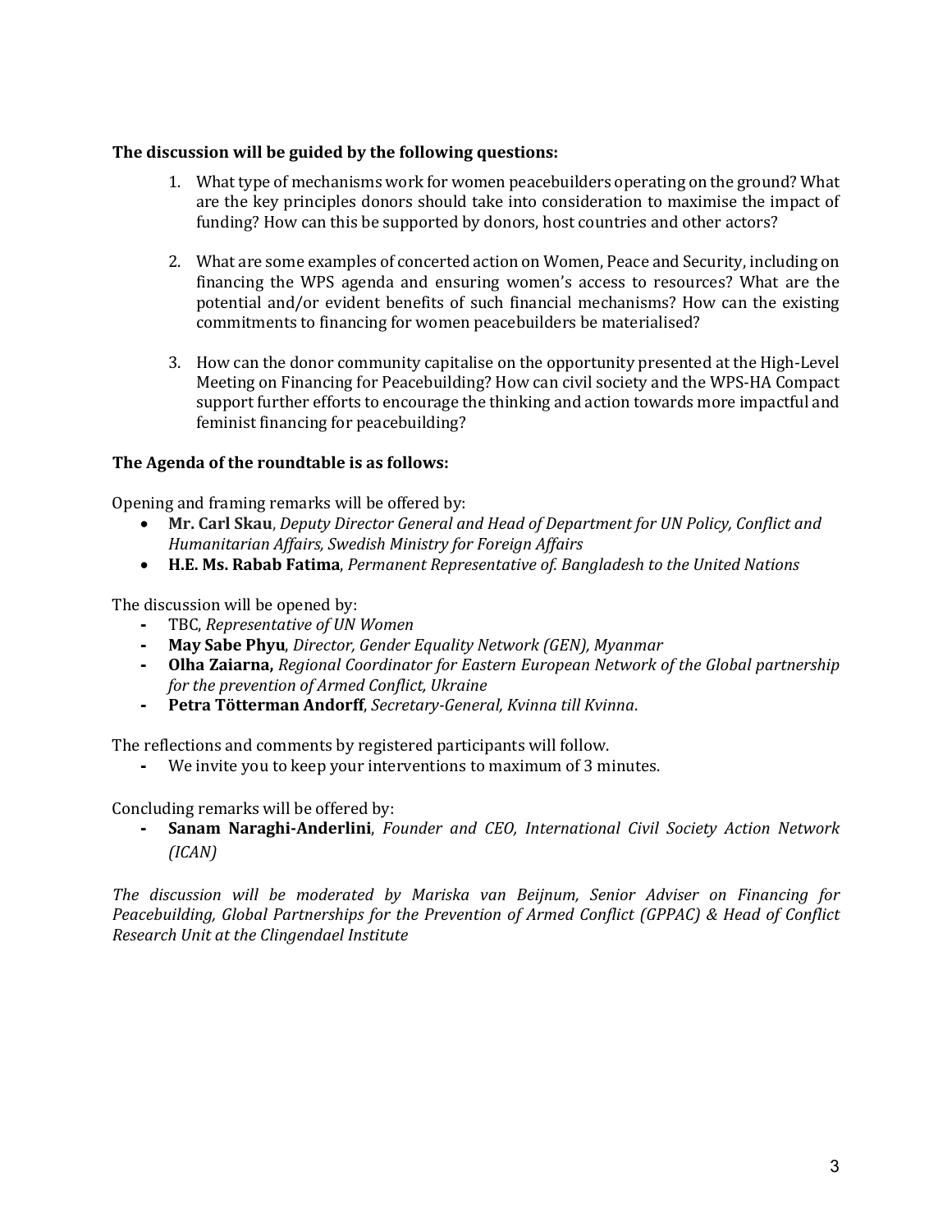**The discussion will be guided by the following questions:**

1. What type of mechanisms work for women peacebuilders operating on the ground? What are the key principles donors should take into consideration to maximise the impact of funding? How can this be supported by donors, host countries and other actors?

2. What are some examples of concerted action on Women, Peace and Security, including on financing the WPS agenda and ensuring women's access to resources? What are the potential and/or evident benefits of such financial mechanisms? How can the existing commitments to financing for women peacebuilders be materialised?

3. How can the donor community capitalise on the opportunity presented at the High-Level Meeting on Financing for Peacebuilding? How can civil society and the WPS-HA Compact support further efforts to encourage the thinking and action towards more impactful and feminist financing for peacebuilding?

**The Agenda of the roundtable is as follows:**

Opening and framing remarks will be offered by:

- **Mr. Carl Skau**, *Deputy Director General and Head of Department for UN Policy, Conflict and Humanitarian Affairs, Swedish Ministry for Foreign Affairs*
- **H.E. Ms. Rabab Fatima**, *Permanent Representative of. Bangladesh to the United Nations*

The discussion will be opened by:

- TBC, *Representative of UN Women*
- **May Sabe Phyu**, *Director, Gender Equality Network (GEN), Myanmar*
- **Olha Zaiarna,** *Regional Coordinator for Eastern European Network of the Global partnership for the prevention of Armed Conflict, Ukraine*
- **Petra Tötterman Andorff**, *Secretary-General, Kvinna till Kvinna*.

The reflections and comments by registered participants will follow.

- We invite you to keep your interventions to maximum of 3 minutes.

Concluding remarks will be offered by:

- **Sanam Naraghi-Anderlini**, *Founder and CEO, International Civil Society Action Network (ICAN)*

*The discussion will be moderated by Mariska van Beijnum, Senior Adviser on Financing for Peacebuilding, Global Partnerships for the Prevention of Armed Conflict (GPPAC) & Head of Conflict Research Unit at the Clingendael Institute*